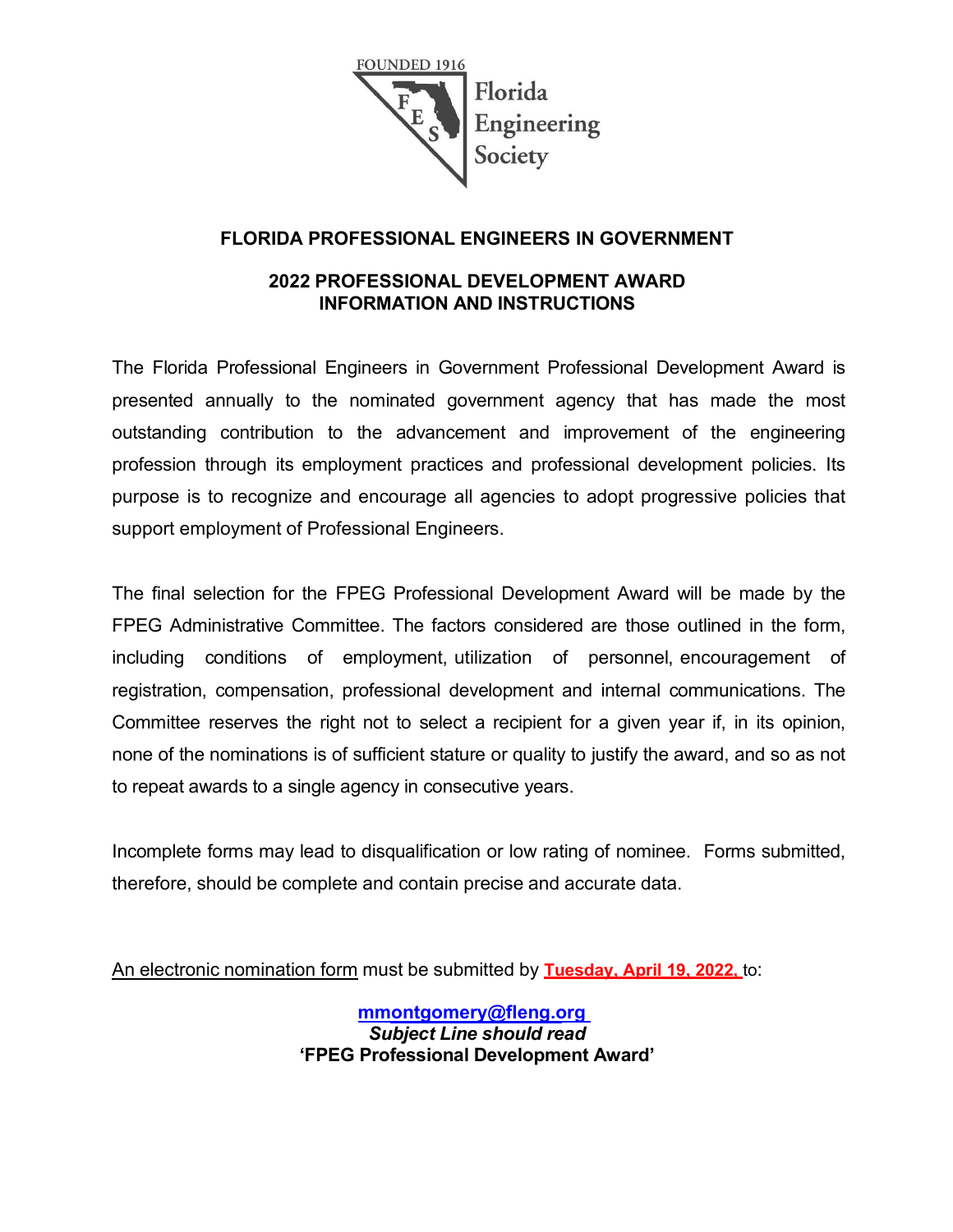FOUNDED 1916

Florida Engineering Society

## FLORIDA PROFESSIONAL ENGINEERS IN GOVERNMENT

## 2022 PROFESSIONAL DEVELOPMENT AWARD INFORMATION AND INSTRUCTIONS

The Florida Professional Engineers in Government Professional Development Award is presented annually to the nominated government agency that has made the most outstanding contribution to the advancement and improvement of the engineering profession through its employment practices and professional development policies. Its purpose is to recognize and encourage all agencies to adopt progressive policies that support employment of Professional Engineers.

The final selection for the FPEG Professional Development Award will be made by the FPEG Administrative Committee. The factors considered are those outlined in the form, including conditions of employment, utilization of personnel, encouragement of registration, compensation, professional development and internal communications. The Committee reserves the right not to select a recipient for a given year if, in its opinion, none of the nominations is of sufficient stature or quality to justify the award, and so as not to repeat awards to a single agency in consecutive years.

Incomplete forms may lead to disqualification or low rating of nominee. Forms submitted, therefore, should be complete and contain precise and accurate data.

An electronic nomination form must be submitted by **Tuesday, April 19, 2022,** to:

**mmontgomery@fleng.org**
***Subject Line should read***
**'FPEG Professional Development Award'**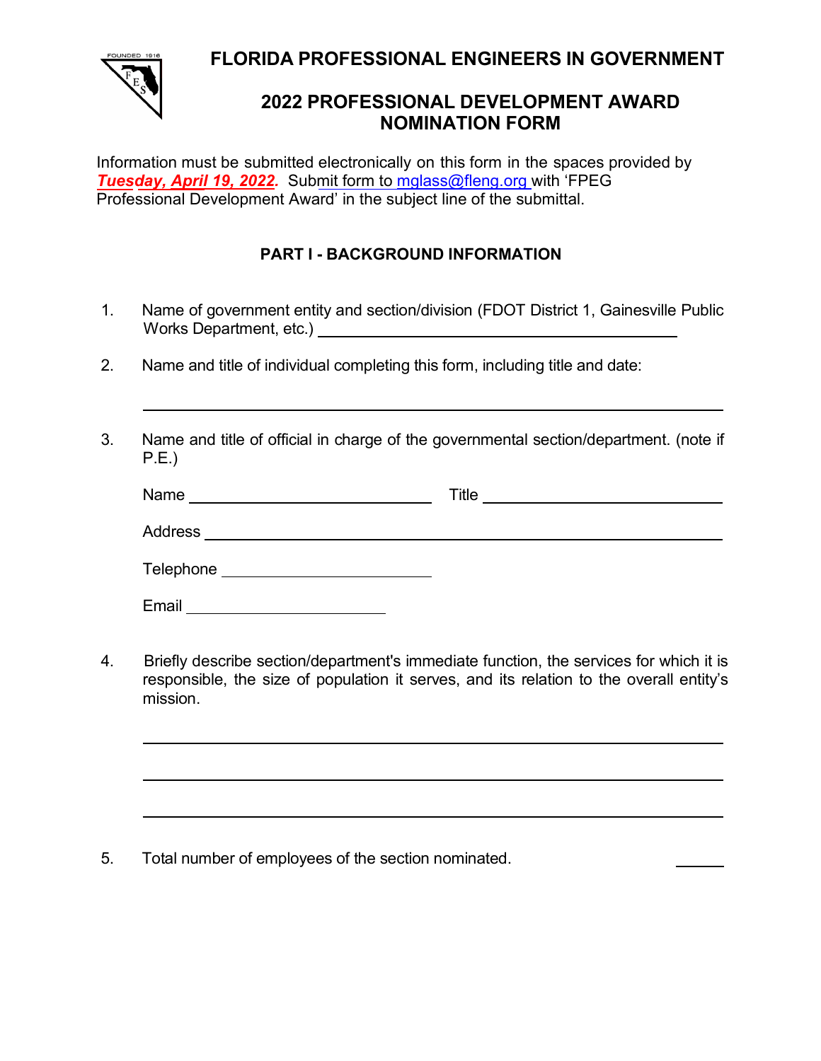# FLORIDA PROFESSIONAL ENGINEERS IN GOVERNMENT

## 2022 PROFESSIONAL DEVELOPMENT AWARD NOMINATION FORM

Information must be submitted electronically on this form in the spaces provided by ***Tuesday, April 19, 2022***. Submit form to mglass@fleng.org with 'FPEG Professional Development Award' in the subject line of the submittal.

### PART I - BACKGROUND INFORMATION

1. Name of government entity and section/division (FDOT District 1, Gainesville Public Works Department, etc.) ______________________________

2. Name and title of individual completing this form, including title and date:

   ______________________________________________

3. Name and title of official in charge of the governmental section/department. (note if P.E.)

   Name ____________________ Title ____________________

   Address ______________________________________

   Telephone ____________________

   Email ____________________

4. Briefly describe section/department's immediate function, the services for which it is responsible, the size of population it serves, and its relation to the overall entity's mission.

   ______________________________________________

   ______________________________________________

   ______________________________________________

5. Total number of employees of the section nominated. ______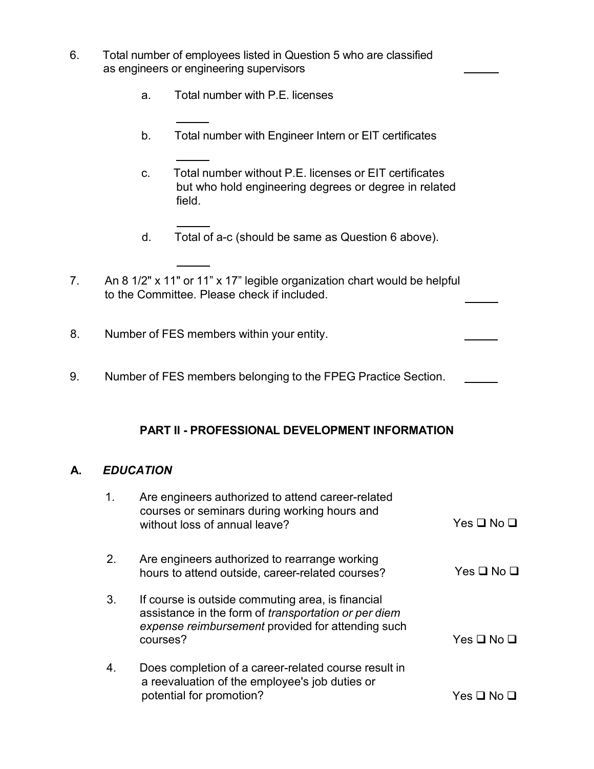6. Total number of employees listed in Question 5 who are classified as engineers or engineering supervisors \_\_\_\_\_

    a. Total number with P.E. licenses

    \_\_\_\_\_

    b. Total number with Engineer Intern or EIT certificates

    \_\_\_\_\_

    c. Total number without P.E. licenses or EIT certificates but who hold engineering degrees or degree in related field.

    \_\_\_\_\_

    d. Total of a-c (should be same as Question 6 above).

    \_\_\_\_\_

7. An 8 1/2" x 11" or 11" x 17" legible organization chart would be helpful to the Committee. Please check if included. \_\_\_\_\_

8. Number of FES members within your entity. \_\_\_\_\_

9. Number of FES members belonging to the FPEG Practice Section. \_\_\_\_\_

## PART II - PROFESSIONAL DEVELOPMENT INFORMATION

### A. *EDUCATION*

1. Are engineers authorized to attend career-related courses or seminars during working hours and without loss of annual leave? Yes ❑ No ❑

2. Are engineers authorized to rearrange working hours to attend outside, career-related courses? Yes ❑ No ❑

3. If course is outside commuting area, is financial assistance in the form of *transportation or per diem expense reimbursement* provided for attending such courses? Yes ❑ No ❑

4. Does completion of a career-related course result in a reevaluation of the employee's job duties or potential for promotion? Yes ❑ No ❑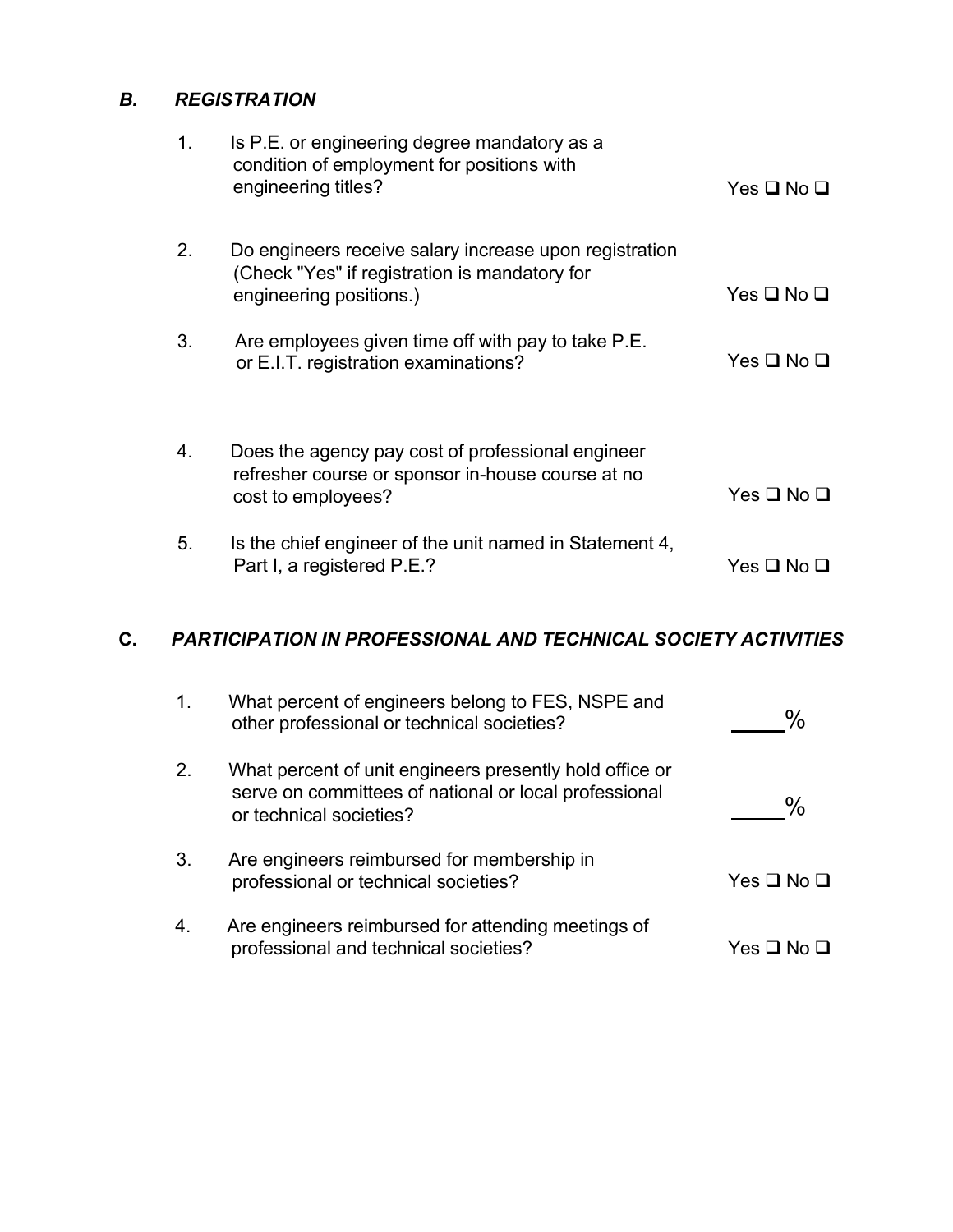### *B. REGISTRATION*

1. Is P.E. or engineering degree mandatory as a condition of employment for positions with engineering titles? Yes ❑ No ❑

2. Do engineers receive salary increase upon registration (Check "Yes" if registration is mandatory for engineering positions.) Yes ❑ No ❑

3. Are employees given time off with pay to take P.E. or E.I.T. registration examinations? Yes ❑ No ❑

4. Does the agency pay cost of professional engineer refresher course or sponsor in-house course at no cost to employees? Yes ❑ No ❑

5. Is the chief engineer of the unit named in Statement 4, Part I, a registered P.E.? Yes ❑ No ❑

### C. *PARTICIPATION IN PROFESSIONAL AND TECHNICAL SOCIETY ACTIVITIES*

1. What percent of engineers belong to FES, NSPE and other professional or technical societies? ____%

2. What percent of unit engineers presently hold office or serve on committees of national or local professional or technical societies? ____%

3. Are engineers reimbursed for membership in professional or technical societies? Yes ❑ No ❑

4. Are engineers reimbursed for attending meetings of professional and technical societies? Yes ❑ No ❑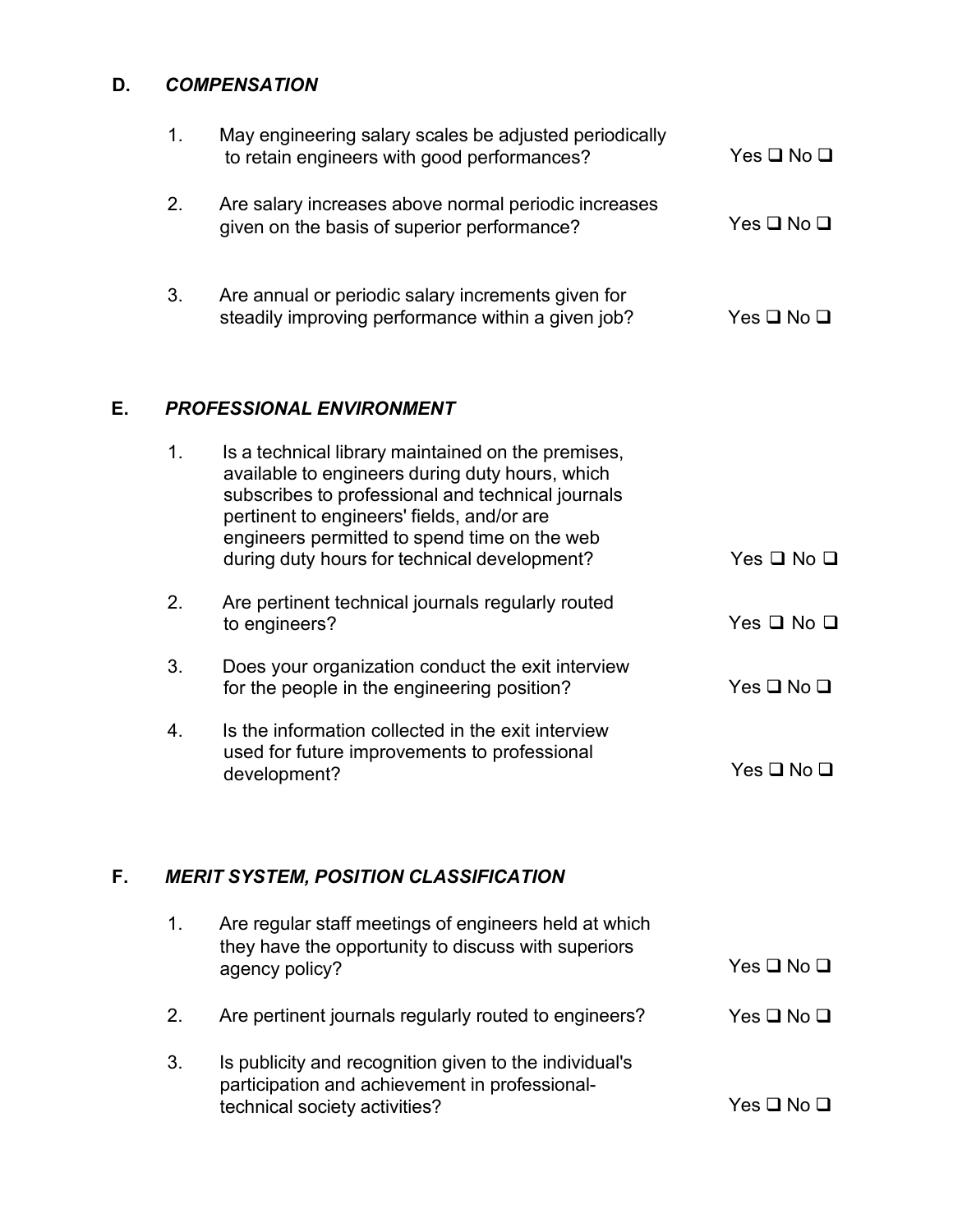## D. *COMPENSATION*

1. May engineering salary scales be adjusted periodically to retain engineers with good performances? Yes ❑ No ❑

2. Are salary increases above normal periodic increases given on the basis of superior performance? Yes ❑ No ❑

3. Are annual or periodic salary increments given for steadily improving performance within a given job? Yes ❑ No ❑

## E. *PROFESSIONAL ENVIRONMENT*

1. Is a technical library maintained on the premises, available to engineers during duty hours, which subscribes to professional and technical journals pertinent to engineers' fields, and/or are engineers permitted to spend time on the web during duty hours for technical development? Yes ❑ No ❑

2. Are pertinent technical journals regularly routed to engineers? Yes ❑ No ❑

3. Does your organization conduct the exit interview for the people in the engineering position? Yes ❑ No ❑

4. Is the information collected in the exit interview used for future improvements to professional development? Yes ❑ No ❑

## F. *MERIT SYSTEM, POSITION CLASSIFICATION*

1. Are regular staff meetings of engineers held at which they have the opportunity to discuss with superiors agency policy? Yes ❑ No ❑

2. Are pertinent journals regularly routed to engineers? Yes ❑ No ❑

3. Is publicity and recognition given to the individual's participation and achievement in professional-technical society activities? Yes ❑ No ❑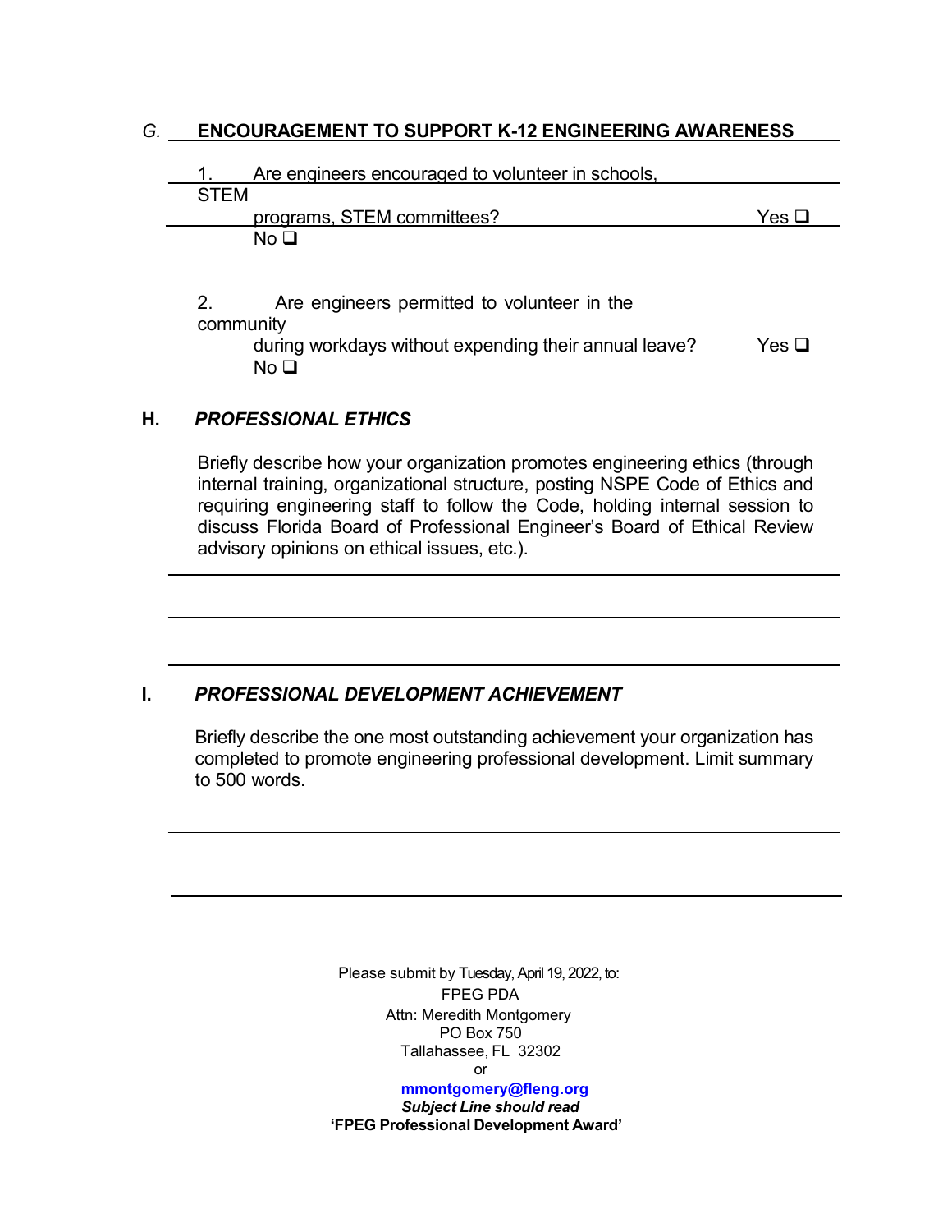## *G.* ENCOURAGEMENT TO SUPPORT K-12 ENGINEERING AWARENESS

1. Are engineers encouraged to volunteer in schools, STEM programs, STEM committees? Yes ❑ No ❑

2. Are engineers permitted to volunteer in the community during workdays without expending their annual leave? Yes ❑ No ❑

## H. *PROFESSIONAL ETHICS*

Briefly describe how your organization promotes engineering ethics (through internal training, organizational structure, posting NSPE Code of Ethics and requiring engineering staff to follow the Code, holding internal session to discuss Florida Board of Professional Engineer's Board of Ethical Review advisory opinions on ethical issues, etc.).

______________________________

______________________________

______________________________

## I. *PROFESSIONAL DEVELOPMENT ACHIEVEMENT*

Briefly describe the one most outstanding achievement your organization has completed to promote engineering professional development. Limit summary to 500 words.

______________________________

______________________________

Please submit by Tuesday, April 19, 2022, to:
FPEG PDA
Attn: Meredith Montgomery
PO Box 750
Tallahassee, FL 32302
or
**mmontgomery@fleng.org**
***Subject Line should read***
**'FPEG Professional Development Award'**